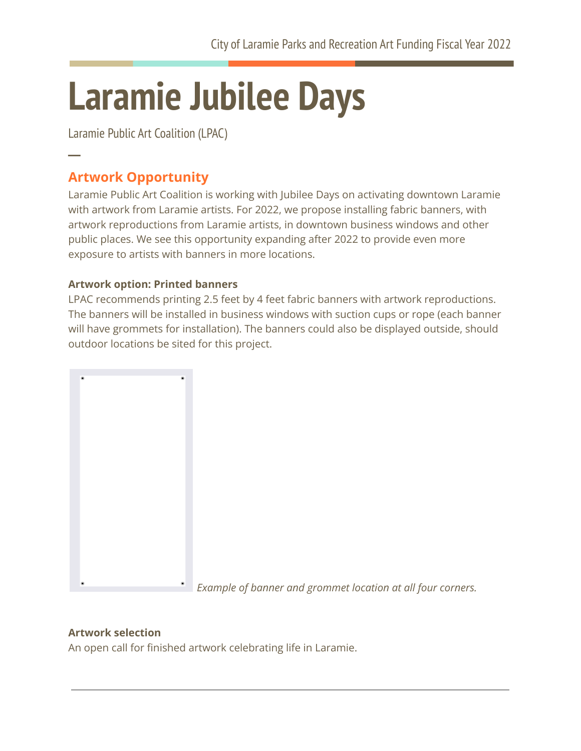# Laramie Jubilee Days

Laramie Public Art Coalition (LPAC)

## Artwork Opportunity

Laramie Public Art Coalition is working with Jubilee Days on activating downtown Laramie with artwork from Laramie artists. For 2022, we propose installing fabric banners, with artwork reproductions from Laramie artists, in downtown business windows and other public places. We see this opportunity expanding after 2022 to provide even more exposure to artists with banners in more locations.

**Artwork option: Printed banners**

LPAC recommends printing 2.5 feet by 4 feet fabric banners with artwork reproductions. The banners will be installed in business windows with suction cups or rope (each banner will have grommets for installation). The banners could also be displayed outside, should outdoor locations be sited for this project.

*Example of banner and grommet location at all four corners.*

**Artwork selection**

An open call for finished artwork celebrating life in Laramie.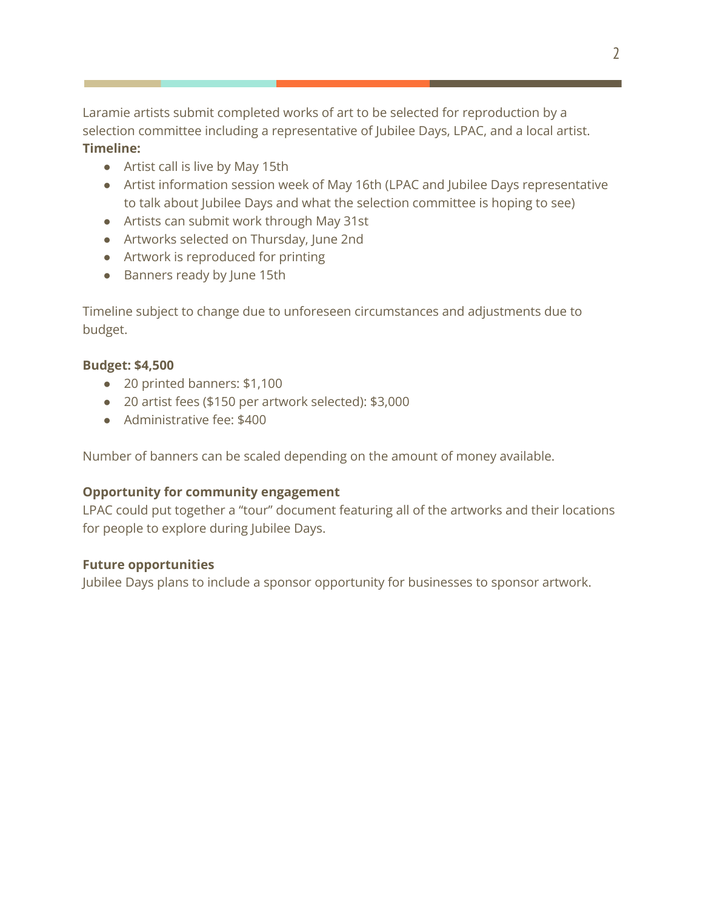Laramie artists submit completed works of art to be selected for reproduction by a selection committee including a representative of Jubilee Days, LPAC, and a local artist.

**Timeline:**

- Artist call is live by May 15th
- Artist information session week of May 16th (LPAC and Jubilee Days representative to talk about Jubilee Days and what the selection committee is hoping to see)
- Artists can submit work through May 31st
- Artworks selected on Thursday, June 2nd
- Artwork is reproduced for printing
- Banners ready by June 15th

Timeline subject to change due to unforeseen circumstances and adjustments due to budget.

**Budget: $4,500**

- 20 printed banners: $1,100
- 20 artist fees ($150 per artwork selected): $3,000
- Administrative fee: $400

Number of banners can be scaled depending on the amount of money available.

**Opportunity for community engagement**

LPAC could put together a "tour" document featuring all of the artworks and their locations for people to explore during Jubilee Days.

**Future opportunities**

Jubilee Days plans to include a sponsor opportunity for businesses to sponsor artwork.